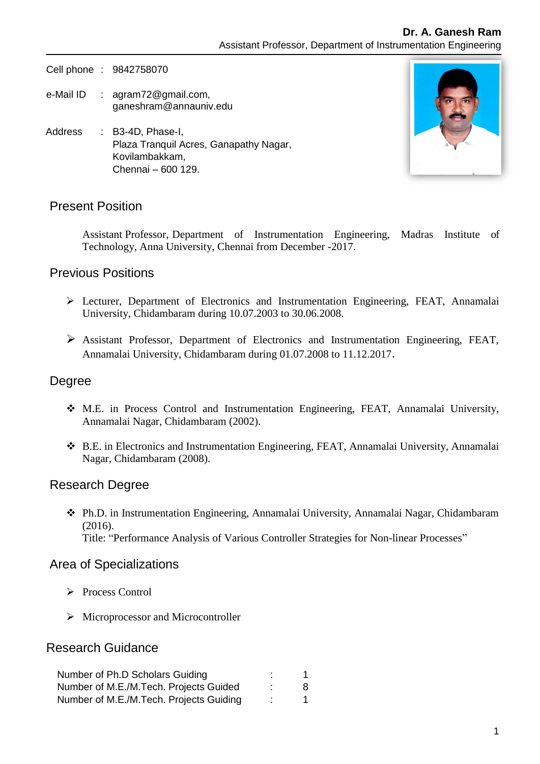**Dr. A. Ganesh Ram**

Assistant Professor, Department of Instrumentation Engineering

Cell phone : 9842758070

e-Mail ID : agram72@gmail.com, ganeshram@annauniv.edu

Address : B3-4D, Phase-I,
Plaza Tranquil Acres, Ganapathy Nagar,
Kovilambakkam,
Chennai – 600 129.

## Present Position

Assistant Professor, Department of Instrumentation Engineering, Madras Institute of Technology, Anna University, Chennai from December -2017.

## Previous Positions

- Lecturer, Department of Electronics and Instrumentation Engineering, FEAT, Annamalai University, Chidambaram during 10.07.2003 to 30.06.2008.
- Assistant Professor, Department of Electronics and Instrumentation Engineering, FEAT, Annamalai University, Chidambaram during 01.07.2008 to 11.12.2017.

## Degree

- M.E. in Process Control and Instrumentation Engineering, FEAT, Annamalai University, Annamalai Nagar, Chidambaram (2002).
- B.E. in Electronics and Instrumentation Engineering, FEAT, Annamalai University, Annamalai Nagar, Chidambaram (2008).

## Research Degree

- Ph.D. in Instrumentation Engineering, Annamalai University, Annamalai Nagar, Chidambaram (2016).
  Title: "Performance Analysis of Various Controller Strategies for Non-linear Processes"

## Area of Specializations

- Process Control
- Microprocessor and Microcontroller

## Research Guidance

| | | |
|---|---|---|
| Number of Ph.D Scholars Guiding | : | 1 |
| Number of M.E./M.Tech. Projects Guided | : | 8 |
| Number of M.E./M.Tech. Projects Guiding | : | 1 |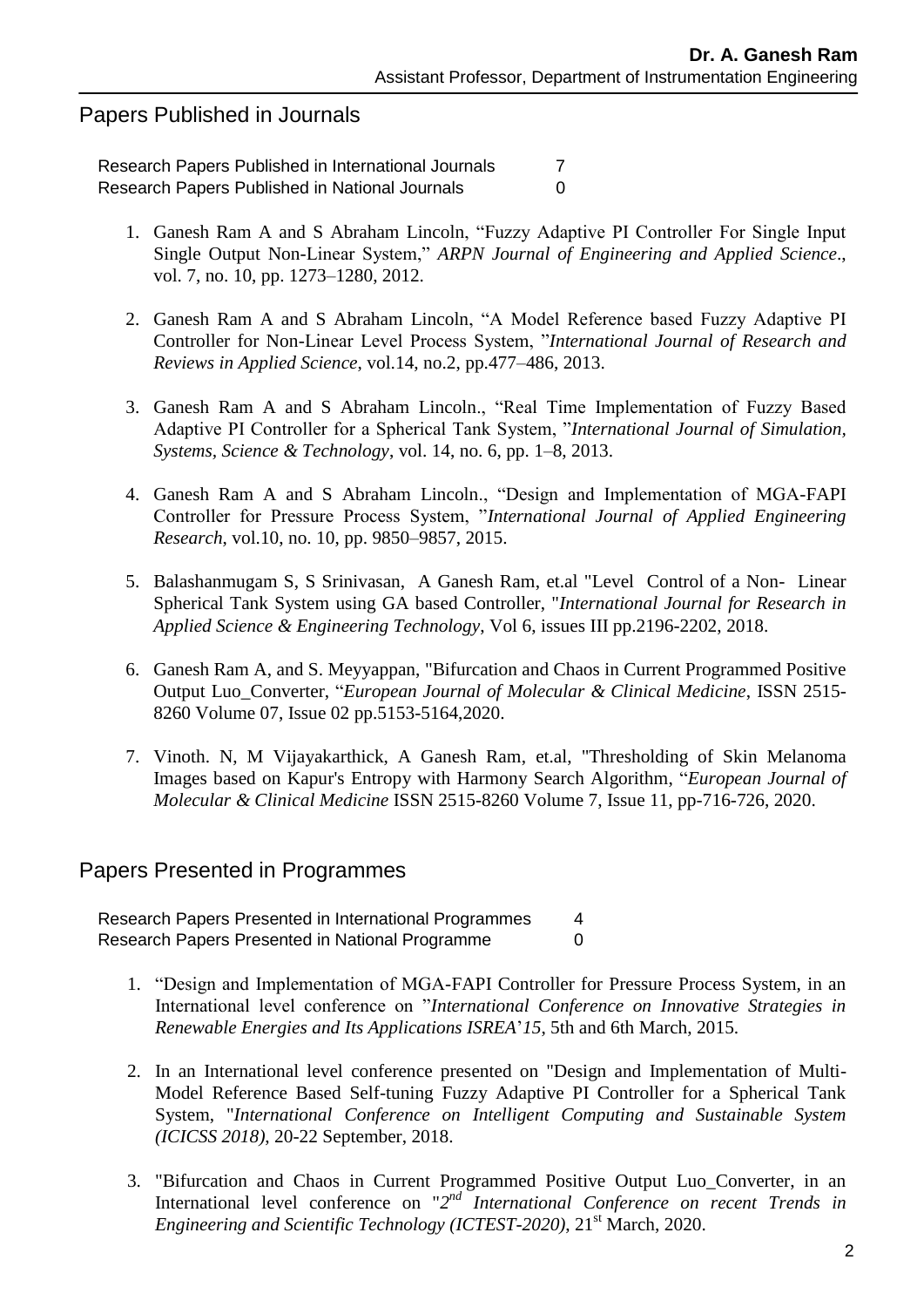## Papers Published in Journals

| | |
|---|---|
| Research Papers Published in International Journals | 7 |
| Research Papers Published in National Journals | 0 |

1. Ganesh Ram A and S Abraham Lincoln, "Fuzzy Adaptive PI Controller For Single Input Single Output Non-Linear System," *ARPN Journal of Engineering and Applied Science*., vol. 7, no. 10, pp. 1273–1280, 2012.

2. Ganesh Ram A and S Abraham Lincoln, "A Model Reference based Fuzzy Adaptive PI Controller for Non-Linear Level Process System, "*International Journal of Research and Reviews in Applied Science*, vol.14, no.2, pp.477–486, 2013.

3. Ganesh Ram A and S Abraham Lincoln., "Real Time Implementation of Fuzzy Based Adaptive PI Controller for a Spherical Tank System, "*International Journal of Simulation, Systems, Science & Technology*, vol. 14, no. 6, pp. 1–8, 2013.

4. Ganesh Ram A and S Abraham Lincoln., "Design and Implementation of MGA-FAPI Controller for Pressure Process System, "*International Journal of Applied Engineering Research*, vol.10, no. 10, pp. 9850–9857, 2015.

5. Balashanmugam S, S Srinivasan, A Ganesh Ram, et.al "Level Control of a Non- Linear Spherical Tank System using GA based Controller, "*International Journal for Research in Applied Science & Engineering Technology*, Vol 6, issues III pp.2196-2202, 2018.

6. Ganesh Ram A, and S. Meyyappan, "Bifurcation and Chaos in Current Programmed Positive Output Luo_Converter, "*European Journal of Molecular & Clinical Medicine*, ISSN 2515-8260 Volume 07, Issue 02 pp.5153-5164,2020.

7. Vinoth. N, M Vijayakarthick, A Ganesh Ram, et.al, "Thresholding of Skin Melanoma Images based on Kapur's Entropy with Harmony Search Algorithm, "*European Journal of Molecular & Clinical Medicine* ISSN 2515-8260 Volume 7, Issue 11, pp-716-726, 2020.

## Papers Presented in Programmes

| | |
|---|---|
| Research Papers Presented in International Programmes | 4 |
| Research Papers Presented in National Programme | 0 |

1. "Design and Implementation of MGA-FAPI Controller for Pressure Process System, in an International level conference on "*International Conference on Innovative Strategies in Renewable Energies and Its Applications ISREA'15*, 5th and 6th March, 2015.

2. In an International level conference presented on "Design and Implementation of Multi-Model Reference Based Self-tuning Fuzzy Adaptive PI Controller for a Spherical Tank System, "*International Conference on Intelligent Computing and Sustainable System (ICICSS 2018)*, 20-22 September, 2018.

3. "Bifurcation and Chaos in Current Programmed Positive Output Luo_Converter, in an International level conference on "*2nd International Conference on recent Trends in Engineering and Scientific Technology (ICTEST-2020)*, 21st March, 2020.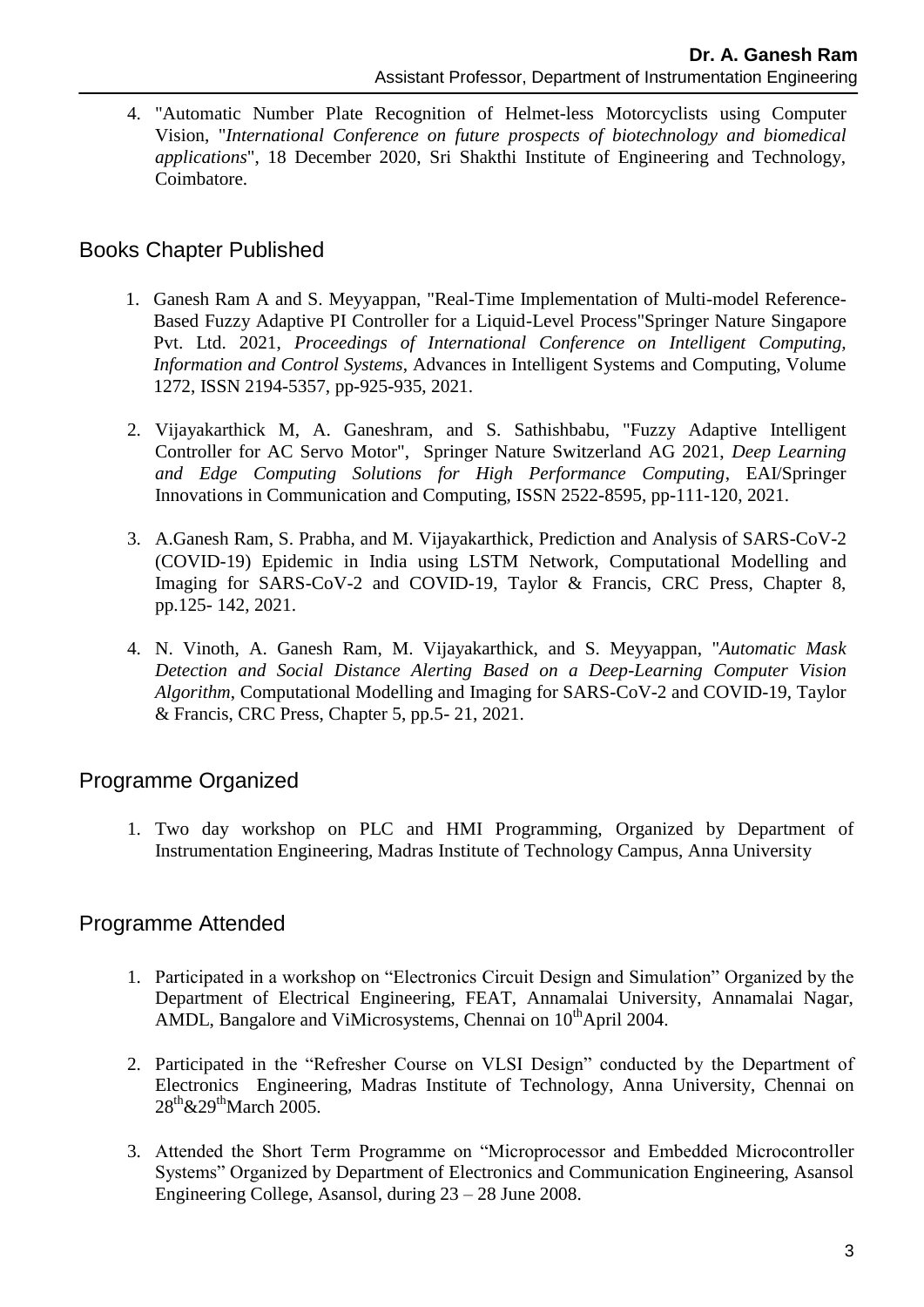4. "Automatic Number Plate Recognition of Helmet-less Motorcyclists using Computer Vision, "*International Conference on future prospects of biotechnology and biomedical applications*", 18 December 2020, Sri Shakthi Institute of Engineering and Technology, Coimbatore.

## Books Chapter Published

1. Ganesh Ram A and S. Meyyappan, "Real-Time Implementation of Multi-model Reference-Based Fuzzy Adaptive PI Controller for a Liquid-Level Process"Springer Nature Singapore Pvt. Ltd. 2021, *Proceedings of International Conference on Intelligent Computing, Information and Control Systems*, Advances in Intelligent Systems and Computing, Volume 1272, ISSN 2194-5357, pp-925-935, 2021.

2. Vijayakarthick M, A. Ganeshram, and S. Sathishbabu, "Fuzzy Adaptive Intelligent Controller for AC Servo Motor", Springer Nature Switzerland AG 2021, *Deep Learning and Edge Computing Solutions for High Performance Computing*, EAI/Springer Innovations in Communication and Computing, ISSN 2522-8595, pp-111-120, 2021.

3. A.Ganesh Ram, S. Prabha, and M. Vijayakarthick, Prediction and Analysis of SARS-CoV-2 (COVID-19) Epidemic in India using LSTM Network, Computational Modelling and Imaging for SARS-CoV-2 and COVID-19, Taylor & Francis, CRC Press, Chapter 8, pp.125- 142, 2021.

4. N. Vinoth, A. Ganesh Ram, M. Vijayakarthick, and S. Meyyappan, "*Automatic Mask Detection and Social Distance Alerting Based on a Deep-Learning Computer Vision Algorithm*, Computational Modelling and Imaging for SARS-CoV-2 and COVID-19, Taylor & Francis, CRC Press, Chapter 5, pp.5- 21, 2021.

## Programme Organized

1. Two day workshop on PLC and HMI Programming, Organized by Department of Instrumentation Engineering, Madras Institute of Technology Campus, Anna University

## Programme Attended

1. Participated in a workshop on "Electronics Circuit Design and Simulation" Organized by the Department of Electrical Engineering, FEAT, Annamalai University, Annamalai Nagar, AMDL, Bangalore and ViMicrosystems, Chennai on 10th April 2004.

2. Participated in the "Refresher Course on VLSI Design" conducted by the Department of Electronics Engineering, Madras Institute of Technology, Anna University, Chennai on 28th&29th March 2005.

3. Attended the Short Term Programme on "Microprocessor and Embedded Microcontroller Systems" Organized by Department of Electronics and Communication Engineering, Asansol Engineering College, Asansol, during 23 – 28 June 2008.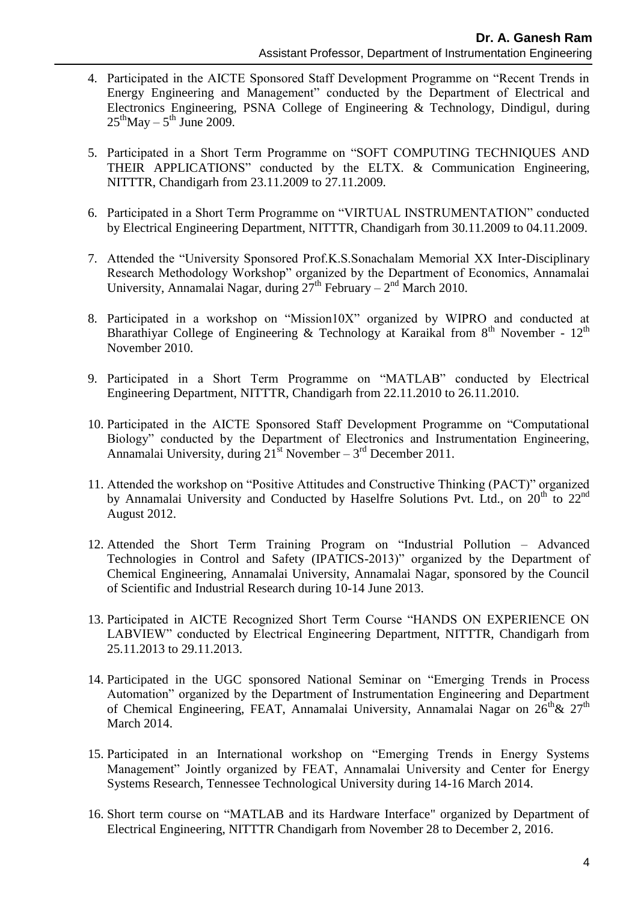4. Participated in the AICTE Sponsored Staff Development Programme on "Recent Trends in Energy Engineering and Management" conducted by the Department of Electrical and Electronics Engineering, PSNA College of Engineering & Technology, Dindigul, during 25[th]May – 5[th] June 2009.

5. Participated in a Short Term Programme on "SOFT COMPUTING TECHNIQUES AND THEIR APPLICATIONS" conducted by the ELTX. & Communication Engineering, NITTTR, Chandigarh from 23.11.2009 to 27.11.2009.

6. Participated in a Short Term Programme on "VIRTUAL INSTRUMENTATION" conducted by Electrical Engineering Department, NITTTR, Chandigarh from 30.11.2009 to 04.11.2009.

7. Attended the "University Sponsored Prof.K.S.Sonachalam Memorial XX Inter-Disciplinary Research Methodology Workshop" organized by the Department of Economics, Annamalai University, Annamalai Nagar, during 27[th] February – 2[nd] March 2010.

8. Participated in a workshop on "Mission10X" organized by WIPRO and conducted at Bharathiyar College of Engineering & Technology at Karaikal from 8[th] November - 12[th] November 2010.

9. Participated in a Short Term Programme on "MATLAB" conducted by Electrical Engineering Department, NITTTR, Chandigarh from 22.11.2010 to 26.11.2010.

10. Participated in the AICTE Sponsored Staff Development Programme on "Computational Biology" conducted by the Department of Electronics and Instrumentation Engineering, Annamalai University, during 21[st] November – 3[rd] December 2011.

11. Attended the workshop on "Positive Attitudes and Constructive Thinking (PACT)" organized by Annamalai University and Conducted by Haselfre Solutions Pvt. Ltd., on 20[th] to 22[nd] August 2012.

12. Attended the Short Term Training Program on "Industrial Pollution – Advanced Technologies in Control and Safety (IPATICS-2013)" organized by the Department of Chemical Engineering, Annamalai University, Annamalai Nagar, sponsored by the Council of Scientific and Industrial Research during 10-14 June 2013.

13. Participated in AICTE Recognized Short Term Course "HANDS ON EXPERIENCE ON LABVIEW" conducted by Electrical Engineering Department, NITTTR, Chandigarh from 25.11.2013 to 29.11.2013.

14. Participated in the UGC sponsored National Seminar on "Emerging Trends in Process Automation" organized by the Department of Instrumentation Engineering and Department of Chemical Engineering, FEAT, Annamalai University, Annamalai Nagar on 26[th]& 27[th] March 2014.

15. Participated in an International workshop on "Emerging Trends in Energy Systems Management" Jointly organized by FEAT, Annamalai University and Center for Energy Systems Research, Tennessee Technological University during 14-16 March 2014.

16. Short term course on "MATLAB and its Hardware Interface" organized by Department of Electrical Engineering, NITTTR Chandigarh from November 28 to December 2, 2016.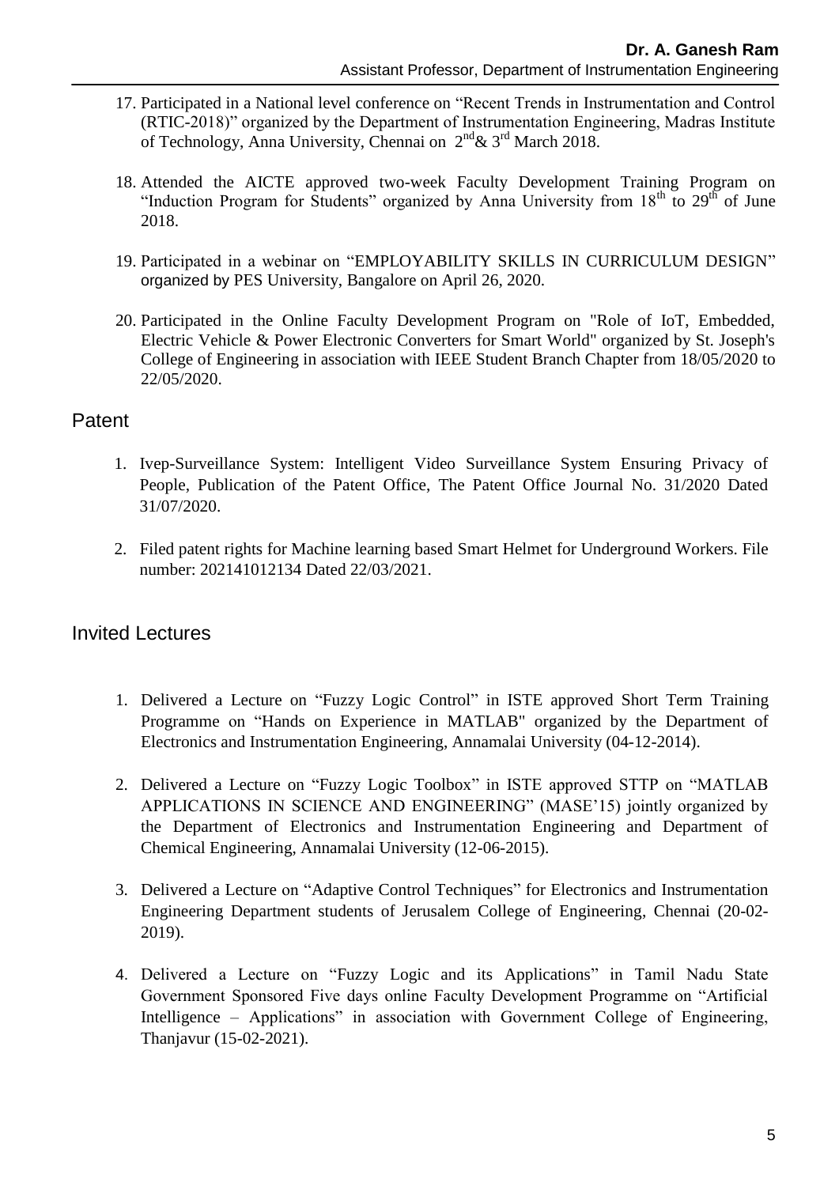17. Participated in a National level conference on “Recent Trends in Instrumentation and Control (RTIC-2018)” organized by the Department of Instrumentation Engineering, Madras Institute of Technology, Anna University, Chennai on 2nd & 3rd March 2018.

18. Attended the AICTE approved two-week Faculty Development Training Program on “Induction Program for Students” organized by Anna University from 18th to 29th of June 2018.

19. Participated in a webinar on “EMPLOYABILITY SKILLS IN CURRICULUM DESIGN” organized by PES University, Bangalore on April 26, 2020.

20. Participated in the Online Faculty Development Program on "Role of IoT, Embedded, Electric Vehicle & Power Electronic Converters for Smart World" organized by St. Joseph's College of Engineering in association with IEEE Student Branch Chapter from 18/05/2020 to 22/05/2020.

## Patent

1. Ivep-Surveillance System: Intelligent Video Surveillance System Ensuring Privacy of People, Publication of the Patent Office, The Patent Office Journal No. 31/2020 Dated 31/07/2020.

2. Filed patent rights for Machine learning based Smart Helmet for Underground Workers. File number: 202141012134 Dated 22/03/2021.

## Invited Lectures

1. Delivered a Lecture on “Fuzzy Logic Control” in ISTE approved Short Term Training Programme on “Hands on Experience in MATLAB" organized by the Department of Electronics and Instrumentation Engineering, Annamalai University (04-12-2014).

2. Delivered a Lecture on “Fuzzy Logic Toolbox” in ISTE approved STTP on “MATLAB APPLICATIONS IN SCIENCE AND ENGINEERING” (MASE’15) jointly organized by the Department of Electronics and Instrumentation Engineering and Department of Chemical Engineering, Annamalai University (12-06-2015).

3. Delivered a Lecture on “Adaptive Control Techniques” for Electronics and Instrumentation Engineering Department students of Jerusalem College of Engineering, Chennai (20-02-2019).

4. Delivered a Lecture on “Fuzzy Logic and its Applications” in Tamil Nadu State Government Sponsored Five days online Faculty Development Programme on “Artificial Intelligence – Applications” in association with Government College of Engineering, Thanjavur (15-02-2021).